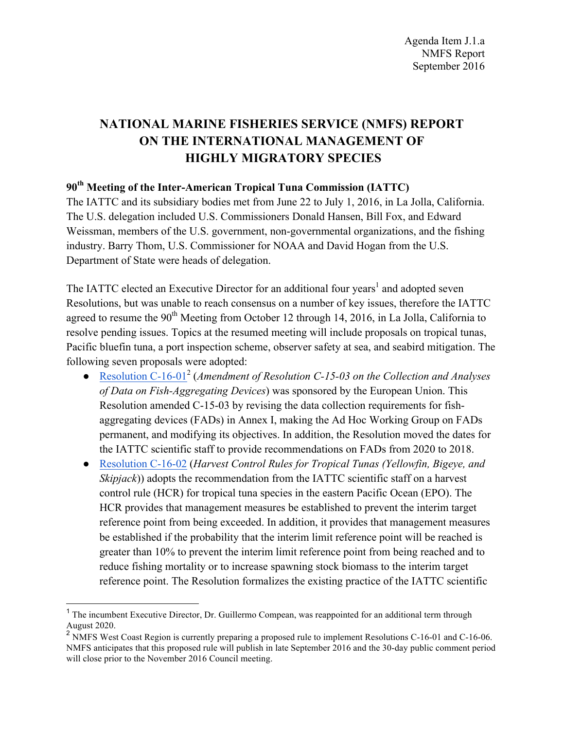Agenda Item J.1.a
NMFS Report
September 2016

# NATIONAL MARINE FISHERIES SERVICE (NMFS) REPORT ON THE INTERNATIONAL MANAGEMENT OF HIGHLY MIGRATORY SPECIES

## 90th Meeting of the Inter-American Tropical Tuna Commission (IATTC)

The IATTC and its subsidiary bodies met from June 22 to July 1, 2016, in La Jolla, California. The U.S. delegation included U.S. Commissioners Donald Hansen, Bill Fox, and Edward Weissman, members of the U.S. government, non-governmental organizations, and the fishing industry. Barry Thom, U.S. Commissioner for NOAA and David Hogan from the U.S. Department of State were heads of delegation.

The IATTC elected an Executive Director for an additional four years[1] and adopted seven Resolutions, but was unable to reach consensus on a number of key issues, therefore the IATTC agreed to resume the 90th Meeting from October 12 through 14, 2016, in La Jolla, California to resolve pending issues. Topics at the resumed meeting will include proposals on tropical tunas, Pacific bluefin tuna, a port inspection scheme, observer safety at sea, and seabird mitigation. The following seven proposals were adopted:

- Resolution C-16-01[2] (*Amendment of Resolution C-15-03 on the Collection and Analyses of Data on Fish-Aggregating Devices*) was sponsored by the European Union. This Resolution amended C-15-03 by revising the data collection requirements for fish-aggregating devices (FADs) in Annex I, making the Ad Hoc Working Group on FADs permanent, and modifying its objectives. In addition, the Resolution moved the dates for the IATTC scientific staff to provide recommendations on FADs from 2020 to 2018.
- Resolution C-16-02 (*Harvest Control Rules for Tropical Tunas (Yellowfin, Bigeye, and Skipjack)*) adopts the recommendation from the IATTC scientific staff on a harvest control rule (HCR) for tropical tuna species in the eastern Pacific Ocean (EPO). The HCR provides that management measures be established to prevent the interim target reference point from being exceeded. In addition, it provides that management measures be established if the probability that the interim limit reference point will be reached is greater than 10% to prevent the interim limit reference point from being reached and to reduce fishing mortality or to increase spawning stock biomass to the interim target reference point. The Resolution formalizes the existing practice of the IATTC scientific

[1] The incumbent Executive Director, Dr. Guillermo Compean, was reappointed for an additional term through August 2020.

[2] NMFS West Coast Region is currently preparing a proposed rule to implement Resolutions C-16-01 and C-16-06. NMFS anticipates that this proposed rule will publish in late September 2016 and the 30-day public comment period will close prior to the November 2016 Council meeting.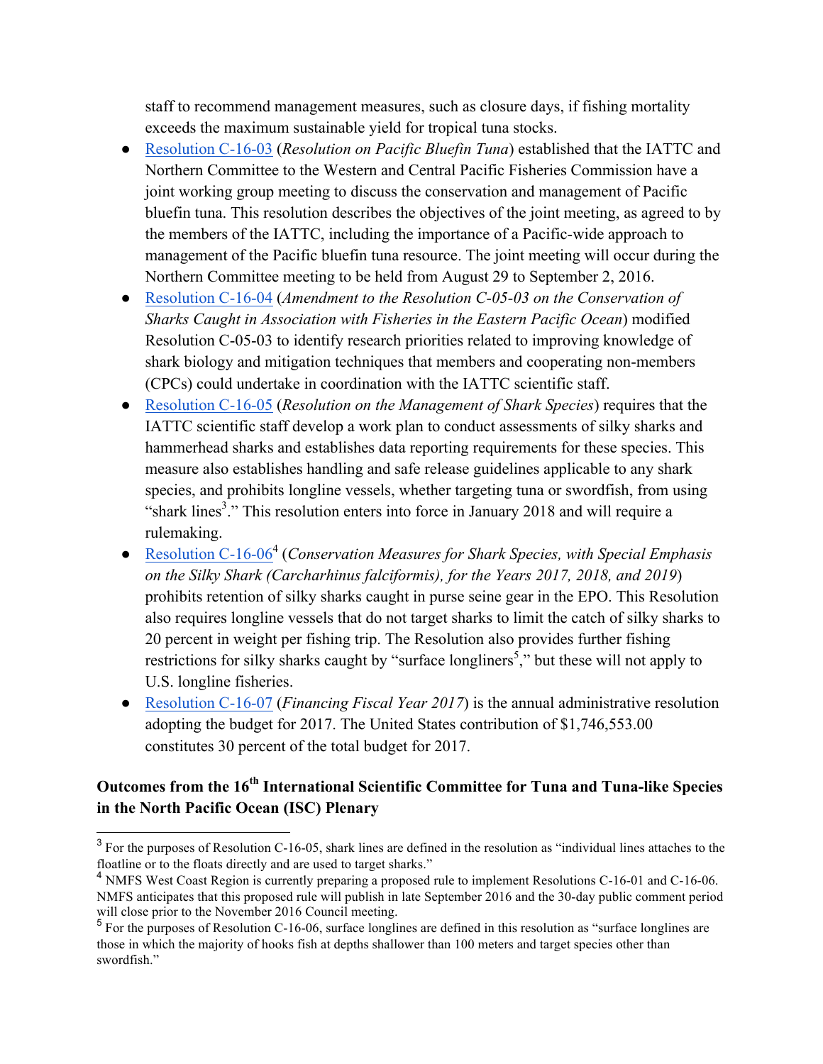staff to recommend management measures, such as closure days, if fishing mortality exceeds the maximum sustainable yield for tropical tuna stocks.

- Resolution C-16-03 (*Resolution on Pacific Bluefin Tuna*) established that the IATTC and Northern Committee to the Western and Central Pacific Fisheries Commission have a joint working group meeting to discuss the conservation and management of Pacific bluefin tuna. This resolution describes the objectives of the joint meeting, as agreed to by the members of the IATTC, including the importance of a Pacific-wide approach to management of the Pacific bluefin tuna resource. The joint meeting will occur during the Northern Committee meeting to be held from August 29 to September 2, 2016.
- Resolution C-16-04 (*Amendment to the Resolution C-05-03 on the Conservation of Sharks Caught in Association with Fisheries in the Eastern Pacific Ocean*) modified Resolution C-05-03 to identify research priorities related to improving knowledge of shark biology and mitigation techniques that members and cooperating non-members (CPCs) could undertake in coordination with the IATTC scientific staff.
- Resolution C-16-05 (*Resolution on the Management of Shark Species*) requires that the IATTC scientific staff develop a work plan to conduct assessments of silky sharks and hammerhead sharks and establishes data reporting requirements for these species. This measure also establishes handling and safe release guidelines applicable to any shark species, and prohibits longline vessels, whether targeting tuna or swordfish, from using "shark lines[3]." This resolution enters into force in January 2018 and will require a rulemaking.
- Resolution C-16-06[4] (*Conservation Measures for Shark Species, with Special Emphasis on the Silky Shark (Carcharhinus falciformis), for the Years 2017, 2018, and 2019*) prohibits retention of silky sharks caught in purse seine gear in the EPO. This Resolution also requires longline vessels that do not target sharks to limit the catch of silky sharks to 20 percent in weight per fishing trip. The Resolution also provides further fishing restrictions for silky sharks caught by "surface longliners[5]," but these will not apply to U.S. longline fisheries.
- Resolution C-16-07 (*Financing Fiscal Year 2017*) is the annual administrative resolution adopting the budget for 2017. The United States contribution of $1,746,553.00 constitutes 30 percent of the total budget for 2017.

## Outcomes from the 16th International Scientific Committee for Tuna and Tuna-like Species in the North Pacific Ocean (ISC) Plenary

---

[3] For the purposes of Resolution C-16-05, shark lines are defined in the resolution as "individual lines attaches to the floatline or to the floats directly and are used to target sharks."

[4] NMFS West Coast Region is currently preparing a proposed rule to implement Resolutions C-16-01 and C-16-06. NMFS anticipates that this proposed rule will publish in late September 2016 and the 30-day public comment period will close prior to the November 2016 Council meeting.

[5] For the purposes of Resolution C-16-06, surface longlines are defined in this resolution as "surface longlines are those in which the majority of hooks fish at depths shallower than 100 meters and target species other than swordfish."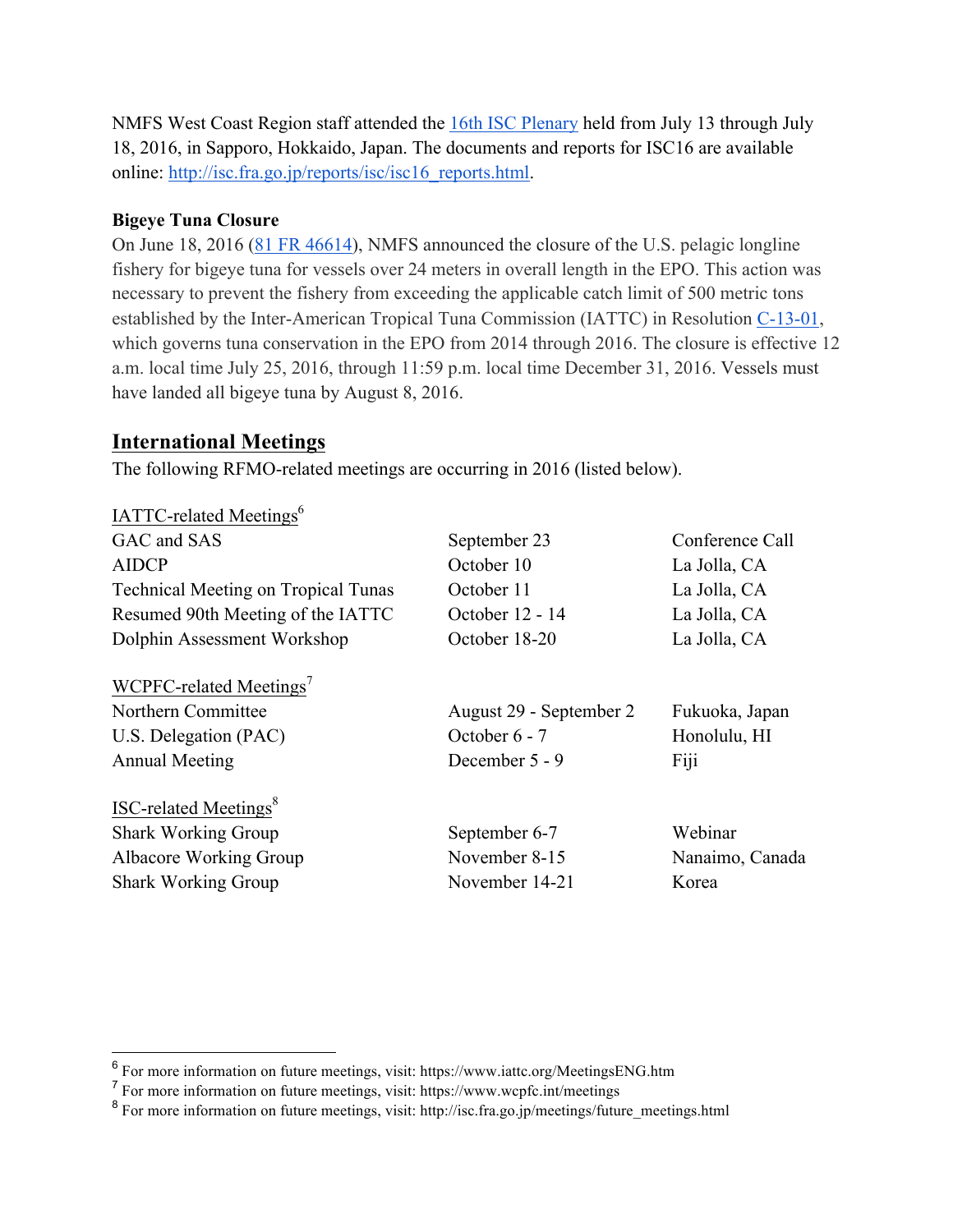NMFS West Coast Region staff attended the [16th ISC Plenary](http://isc.fra.go.jp/reports/isc/isc16_reports.html) held from July 13 through July 18, 2016, in Sapporo, Hokkaido, Japan. The documents and reports for ISC16 are available online: http://isc.fra.go.jp/reports/isc/isc16_reports.html.

**Bigeye Tuna Closure**

On June 18, 2016 (81 FR 46614), NMFS announced the closure of the U.S. pelagic longline fishery for bigeye tuna for vessels over 24 meters in overall length in the EPO. This action was necessary to prevent the fishery from exceeding the applicable catch limit of 500 metric tons established by the Inter-American Tropical Tuna Commission (IATTC) in Resolution C-13-01, which governs tuna conservation in the EPO from 2014 through 2016. The closure is effective 12 a.m. local time July 25, 2016, through 11:59 p.m. local time December 31, 2016. Vessels must have landed all bigeye tuna by August 8, 2016.

## International Meetings

The following RFMO-related meetings are occurring in 2016 (listed below).

| | | |
|---|---|---|
| IATTC-related Meetings[6] | | |
| GAC and SAS | September 23 | Conference Call |
| AIDCP | October 10 | La Jolla, CA |
| Technical Meeting on Tropical Tunas | October 11 | La Jolla, CA |
| Resumed 90th Meeting of the IATTC | October 12 - 14 | La Jolla, CA |
| Dolphin Assessment Workshop | October 18-20 | La Jolla, CA |
| WCPFC-related Meetings[7] | | |
| Northern Committee | August 29 - September 2 | Fukuoka, Japan |
| U.S. Delegation (PAC) | October 6 - 7 | Honolulu, HI |
| Annual Meeting | December 5 - 9 | Fiji |
| ISC-related Meetings[8] | | |
| Shark Working Group | September 6-7 | Webinar |
| Albacore Working Group | November 8-15 | Nanaimo, Canada |
| Shark Working Group | November 14-21 | Korea |

[6] For more information on future meetings, visit: https://www.iattc.org/MeetingsENG.htm

[7] For more information on future meetings, visit: https://www.wcpfc.int/meetings

[8] For more information on future meetings, visit: http://isc.fra.go.jp/meetings/future_meetings.html